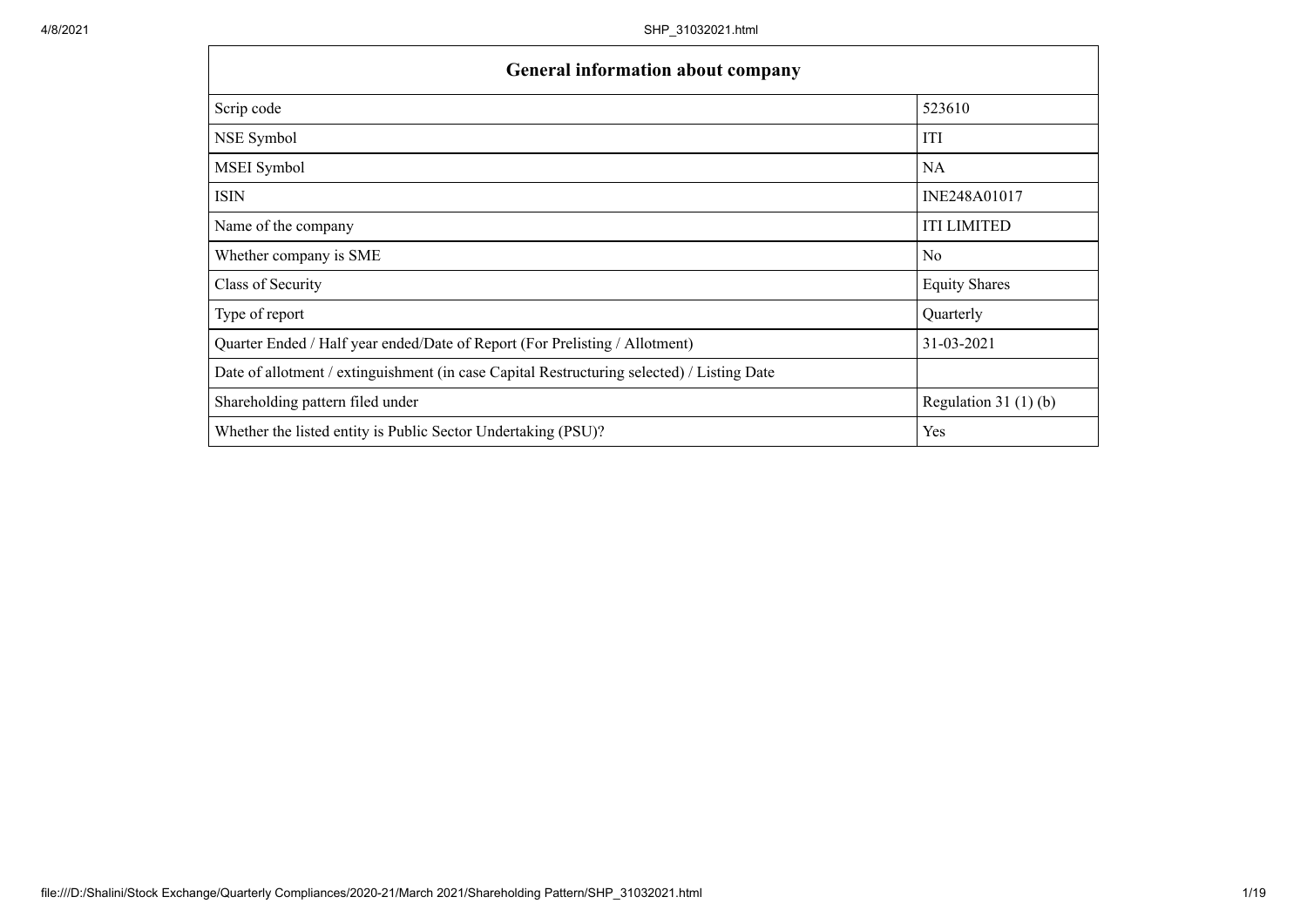| General information about company | |
|---|---|
| Scrip code | 523610 |
| NSE Symbol | ITI |
| MSEI Symbol | NA |
| ISIN | INE248A01017 |
| Name of the company | ITI LIMITED |
| Whether company is SME | No |
| Class of Security | Equity Shares |
| Type of report | Quarterly |
| Quarter Ended / Half year ended/Date of Report (For Prelisting / Allotment) | 31-03-2021 |
| Date of allotment / extinguishment (in case Capital Restructuring selected) / Listing Date | |
| Shareholding pattern filed under | Regulation 31 (1) (b) |
| Whether the listed entity is Public Sector Undertaking (PSU)? | Yes |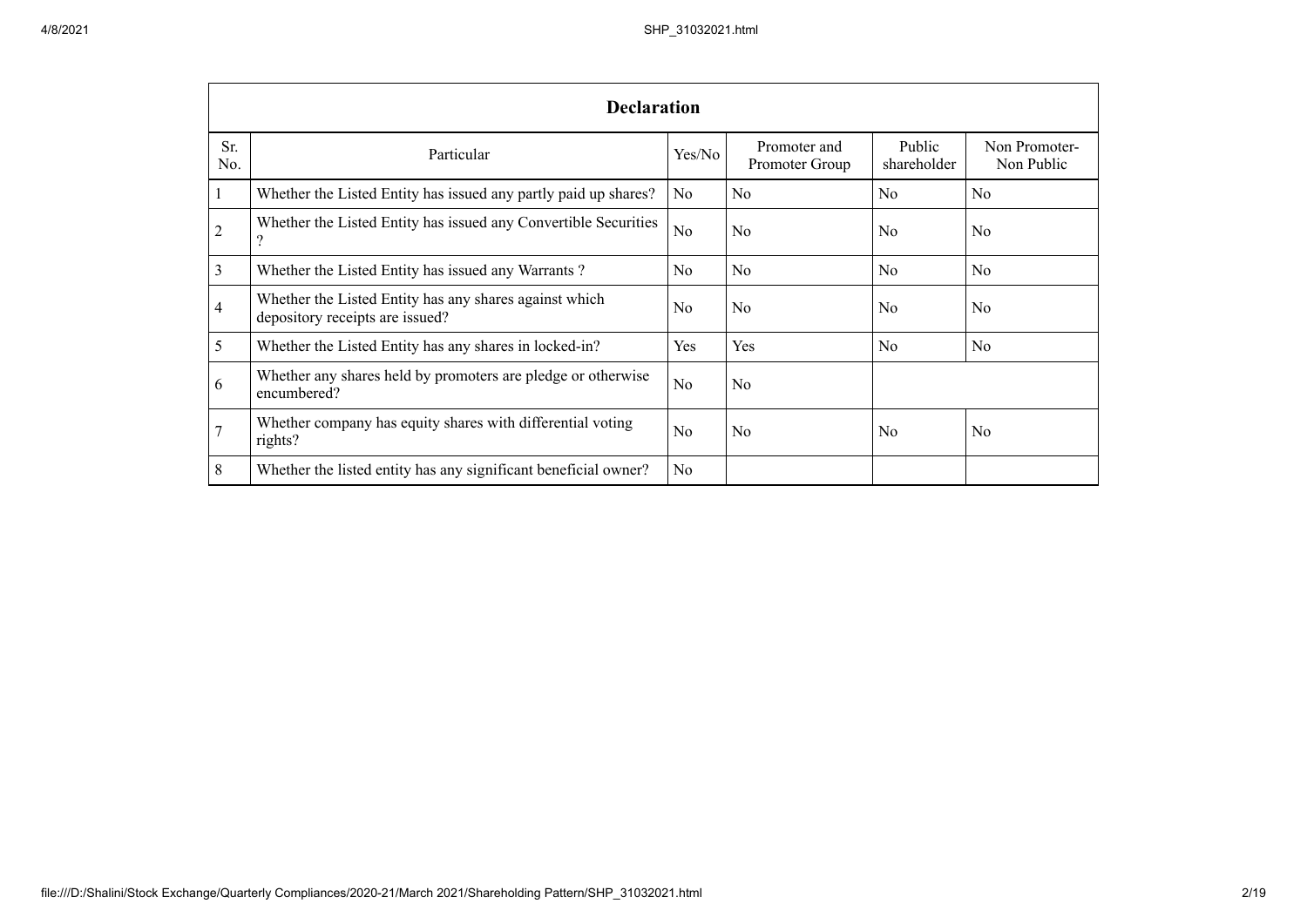| Declaration | | | | | |
|---|---|---|---|---|---|
| Sr. No. | Particular | Yes/No | Promoter and Promoter Group | Public shareholder | Non Promoter- Non Public |
| 1 | Whether the Listed Entity has issued any partly paid up shares? | No | No | No | No |
| 2 | Whether the Listed Entity has issued any Convertible Securities ? | No | No | No | No |
| 3 | Whether the Listed Entity has issued any Warrants ? | No | No | No | No |
| 4 | Whether the Listed Entity has any shares against which depository receipts are issued? | No | No | No | No |
| 5 | Whether the Listed Entity has any shares in locked-in? | Yes | Yes | No | No |
| 6 | Whether any shares held by promoters are pledge or otherwise encumbered? | No | No | | |
| 7 | Whether company has equity shares with differential voting rights? | No | No | No | No |
| 8 | Whether the listed entity has any significant beneficial owner? | No | | | |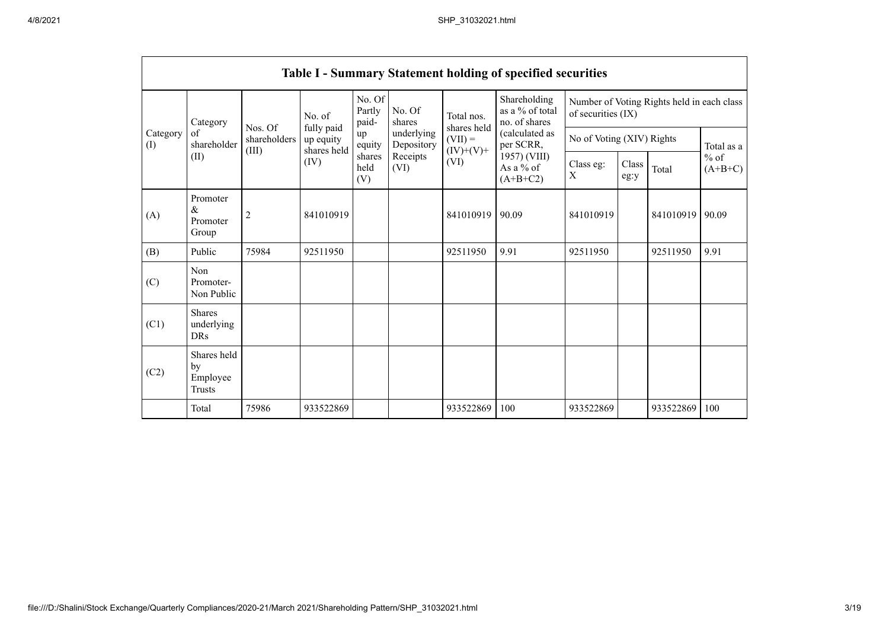| Table I - Summary Statement holding of specified securities | | | | | | | | | | | | |
|---|---|---|---|---|---|---|---|---|---|---|---|---|
| Category (I) | Category of shareholder (II) | Nos. Of shareholders (III) | No. of fully paid up equity shares held (IV) | No. Of Partly paid-up equity shares held (V) | No. Of shares underlying Depository Receipts (VI) | Total nos. shares held (VII) = (IV)+(V)+ (VI) | Shareholding as a % of total no. of shares (calculated as per SCRR, 1957) (VIII) As a % of (A+B+C2) | Number of Voting Rights held in each class of securities (IX) | | | |
| | | | | | | | | No of Voting (XIV) Rights | | | Total as a % of (A+B+C) |
| | | | | | | | | Class eg: X | Class eg:y | Total | |
| (A) | Promoter & Promoter Group | 2 | 841010919 | | | 841010919 | 90.09 | 841010919 | | 841010919 | 90.09 |
| (B) | Public | 75984 | 92511950 | | | 92511950 | 9.91 | 92511950 | | 92511950 | 9.91 |
| (C) | Non Promoter- Non Public | | | | | | | | | | |
| (C1) | Shares underlying DRs | | | | | | | | | | |
| (C2) | Shares held by Employee Trusts | | | | | | | | | | |
| | Total | 75986 | 933522869 | | | 933522869 | 100 | 933522869 | | 933522869 | 100 |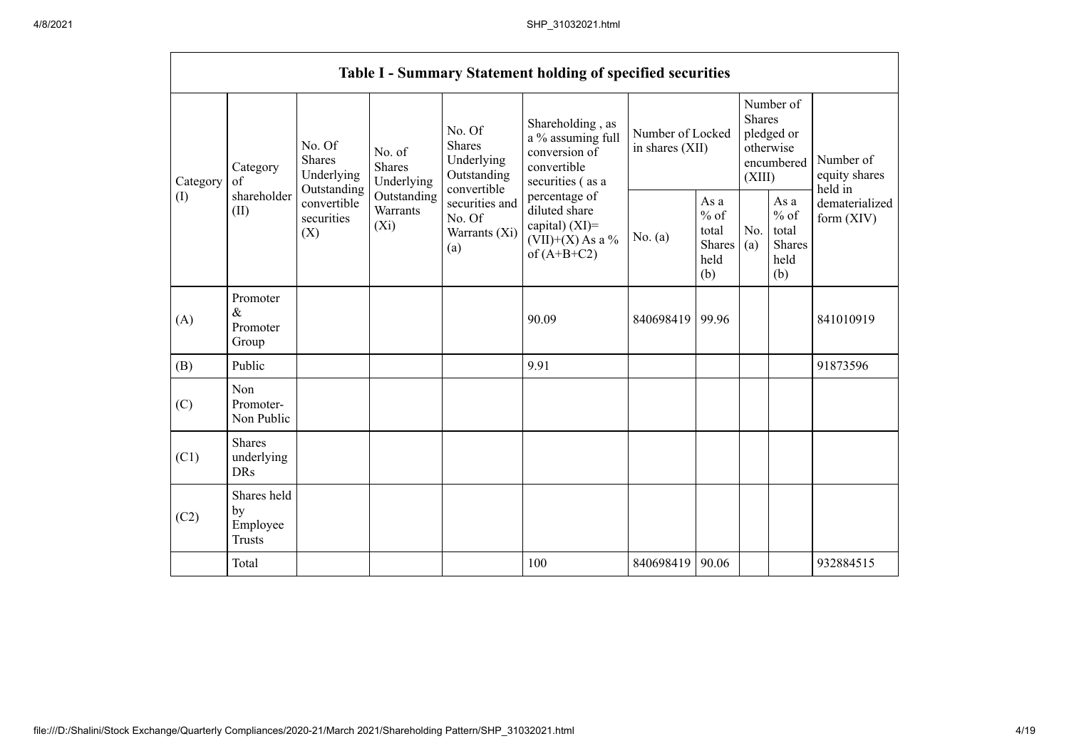## Table I - Summary Statement holding of specified securities

| Category (I) | Category of shareholder (II) | No. Of Shares Underlying Outstanding convertible securities (X) | No. of Shares Underlying Outstanding Warrants (Xi) | No. Of Shares Underlying Outstanding convertible securities and No. Of Warrants (Xi) (a) | Shareholding , as a % assuming full conversion of convertible securities ( as a percentage of diluted share capital) (XI)= (VII)+(X) As a % of (A+B+C2) | Number of Locked in shares (XII) | | Number of Shares pledged or otherwise encumbered (XIII) | | Number of equity shares held in dematerialized form (XIV) |
|---|---|---|---|---|---|---|---|---|---|---|
| | | | | | | No. (a) | As a % of total Shares held (b) | No. (a) | As a % of total Shares held (b) | |
| (A) | Promoter & Promoter Group | | | | 90.09 | 840698419 | 99.96 | | | 841010919 |
| (B) | Public | | | | 9.91 | | | | | 91873596 |
| (C) | Non Promoter- Non Public | | | | | | | | | |
| (C1) | Shares underlying DRs | | | | | | | | | |
| (C2) | Shares held by Employee Trusts | | | | | | | | | |
| | Total | | | | 100 | 840698419 | 90.06 | | | 932884515 |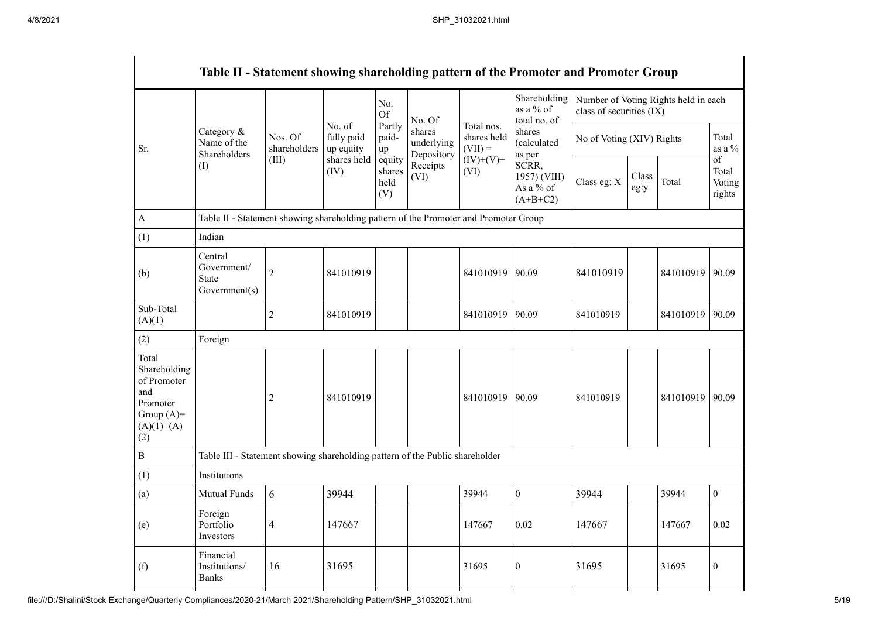| Table II - Statement showing shareholding pattern of the Promoter and Promoter Group | | | | | | | | | | | | |
|---|---|---|---|---|---|---|---|---|---|---|---|---|
| Sr. | Category & Name of the Shareholders (I) | Nos. Of shareholders (III) | No. of fully paid up equity shares held (IV) | No. Of Partly paid-up equity shares held (V) | No. Of shares underlying Depository Receipts (VI) | Total nos. shares held (VII) = (IV)+(V)+ (VI) | Shareholding as a % of total no. of shares (calculated as per SCRR, 1957) (VIII) As a % of (A+B+C2) | Number of Voting Rights held in each class of securities (IX) | | | |
| | | | | | | | | No of Voting (XIV) Rights | | | Total as a % of Total Voting rights |
| | | | | | | | | Class eg: X | Class eg:y | Total | |
| A | Table II - Statement showing shareholding pattern of the Promoter and Promoter Group | | | | | | | | | | |
| (1) | Indian | | | | | | | | | | |
| (b) | Central Government/ State Government(s) | 2 | 841010919 | | | 841010919 | 90.09 | 841010919 | | 841010919 | 90.09 |
| Sub-Total (A)(1) | | 2 | 841010919 | | | 841010919 | 90.09 | 841010919 | | 841010919 | 90.09 |
| (2) | Foreign | | | | | | | | | | |
| Total Shareholding of Promoter and Promoter Group (A)= (A)(1)+(A)(2) | | 2 | 841010919 | | | 841010919 | 90.09 | 841010919 | | 841010919 | 90.09 |
| B | Table III - Statement showing shareholding pattern of the Public shareholder | | | | | | | | | | |
| (1) | Institutions | | | | | | | | | | |
| (a) | Mutual Funds | 6 | 39944 | | | 39944 | 0 | 39944 | | 39944 | 0 |
| (e) | Foreign Portfolio Investors | 4 | 147667 | | | 147667 | 0.02 | 147667 | | 147667 | 0.02 |
| (f) | Financial Institutions/ Banks | 16 | 31695 | | | 31695 | 0 | 31695 | | 31695 | 0 |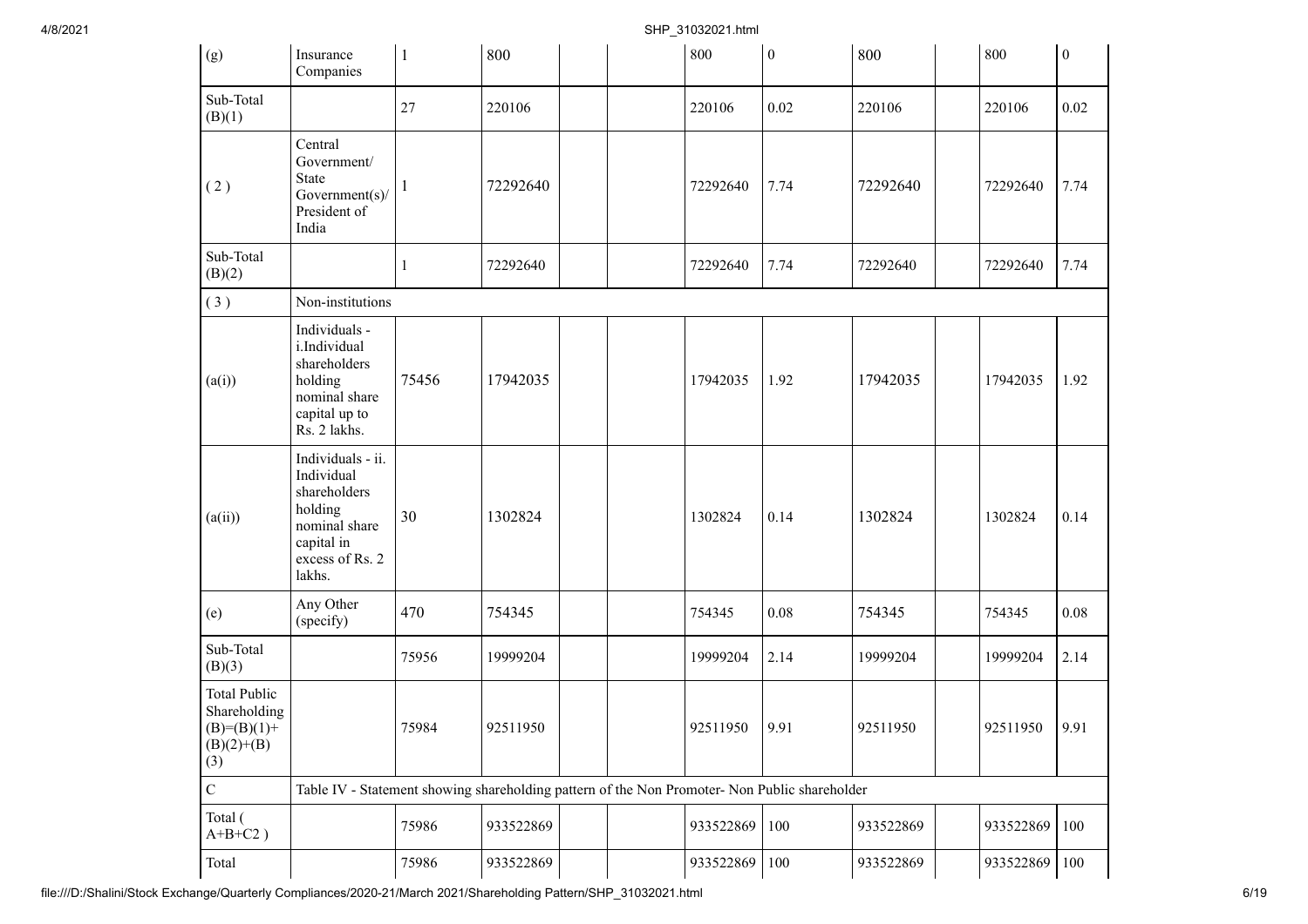| (g) | Insurance Companies | 1 | 800 | | | 800 | 0 | 800 | | 800 | 0 |
|---|---|---|---|---|---|---|---|---|---|---|---|
| Sub-Total (B)(1) | | 27 | 220106 | | | 220106 | 0.02 | 220106 | | 220106 | 0.02 |
| ( 2 ) | Central Government/ State Government(s)/ President of India | 1 | 72292640 | | | 72292640 | 7.74 | 72292640 | | 72292640 | 7.74 |
| Sub-Total (B)(2) | | 1 | 72292640 | | | 72292640 | 7.74 | 72292640 | | 72292640 | 7.74 |
| ( 3 ) | Non-institutions | | | | | | | | | | |
| (a(i)) | Individuals - i.Individual shareholders holding nominal share capital up to Rs. 2 lakhs. | 75456 | 17942035 | | | 17942035 | 1.92 | 17942035 | | 17942035 | 1.92 |
| (a(ii)) | Individuals - ii. Individual shareholders holding nominal share capital in excess of Rs. 2 lakhs. | 30 | 1302824 | | | 1302824 | 0.14 | 1302824 | | 1302824 | 0.14 |
| (e) | Any Other (specify) | 470 | 754345 | | | 754345 | 0.08 | 754345 | | 754345 | 0.08 |
| Sub-Total (B)(3) | | 75956 | 19999204 | | | 19999204 | 2.14 | 19999204 | | 19999204 | 2.14 |
| Total Public Shareholding (B)=(B)(1)+(B)(2)+(B)(3) | | 75984 | 92511950 | | | 92511950 | 9.91 | 92511950 | | 92511950 | 9.91 |
| C | Table IV - Statement showing shareholding pattern of the Non Promoter- Non Public shareholder | | | | | | | | | | |
| Total ( A+B+C2 ) | | 75986 | 933522869 | | | 933522869 | 100 | 933522869 | | 933522869 | 100 |
| Total | | 75986 | 933522869 | | | 933522869 | 100 | 933522869 | | 933522869 | 100 |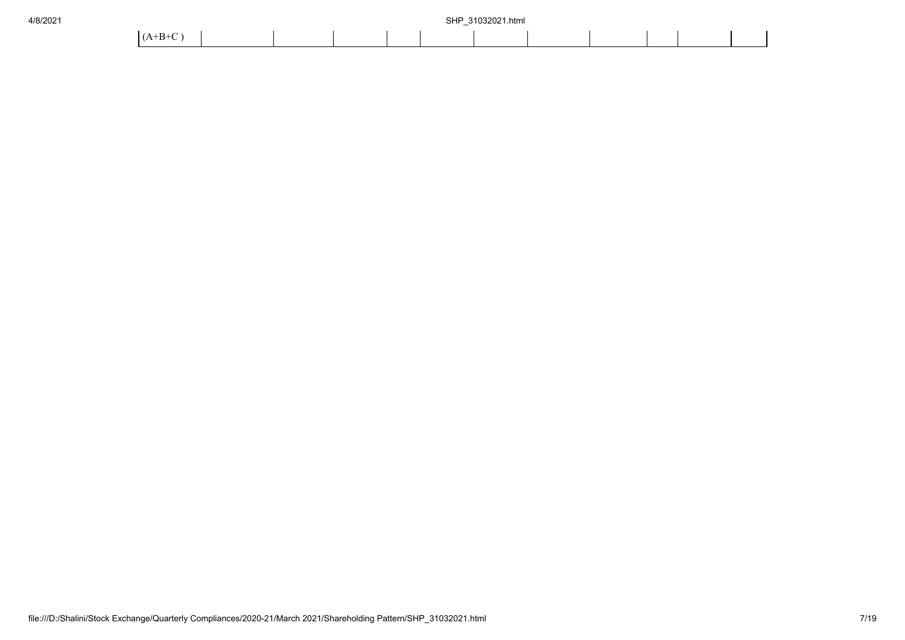| (A+B+C ) | | | | | | | | | | | |
|---|---|---|---|---|---|---|---|---|---|---|---|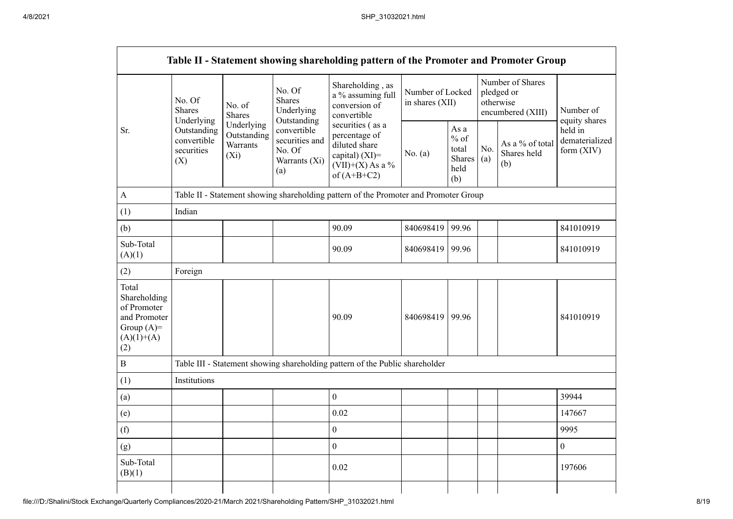| Table II - Statement showing shareholding pattern of the Promoter and Promoter Group | | | | | | | | | |
|---|---|---|---|---|---|---|---|---|---|
| Sr. | No. Of Shares Underlying Outstanding convertible securities (X) | No. of Shares Underlying Outstanding Warrants (Xi) | No. Of Shares Underlying Outstanding convertible securities and No. Of Warrants (Xi) (a) | Shareholding , as a % assuming full conversion of convertible securities ( as a percentage of diluted share capital) (XI)= (VII)+(X) As a % of (A+B+C2) | Number of Locked in shares (XII) | | Number of Shares pledged or otherwise encumbered (XIII) | | Number of equity shares held in dematerialized form (XIV) |
| | | | | | No. (a) | As a % of total Shares held (b) | No. (a) | As a % of total Shares held (b) | |
| A | Table II - Statement showing shareholding pattern of the Promoter and Promoter Group | | | | | | | | |
| (1) | Indian | | | | | | | | |
| (b) | | | | 90.09 | 840698419 | 99.96 | | | 841010919 |
| Sub-Total (A)(1) | | | | 90.09 | 840698419 | 99.96 | | | 841010919 |
| (2) | Foreign | | | | | | | | |
| Total Shareholding of Promoter and Promoter Group (A)= (A)(1)+(A)(2) | | | | 90.09 | 840698419 | 99.96 | | | 841010919 |
| B | Table III - Statement showing shareholding pattern of the Public shareholder | | | | | | | | |
| (1) | Institutions | | | | | | | | |
| (a) | | | | 0 | | | | | 39944 |
| (e) | | | | 0.02 | | | | | 147667 |
| (f) | | | | 0 | | | | | 9995 |
| (g) | | | | 0 | | | | | 0 |
| Sub-Total (B)(1) | | | | 0.02 | | | | | 197606 |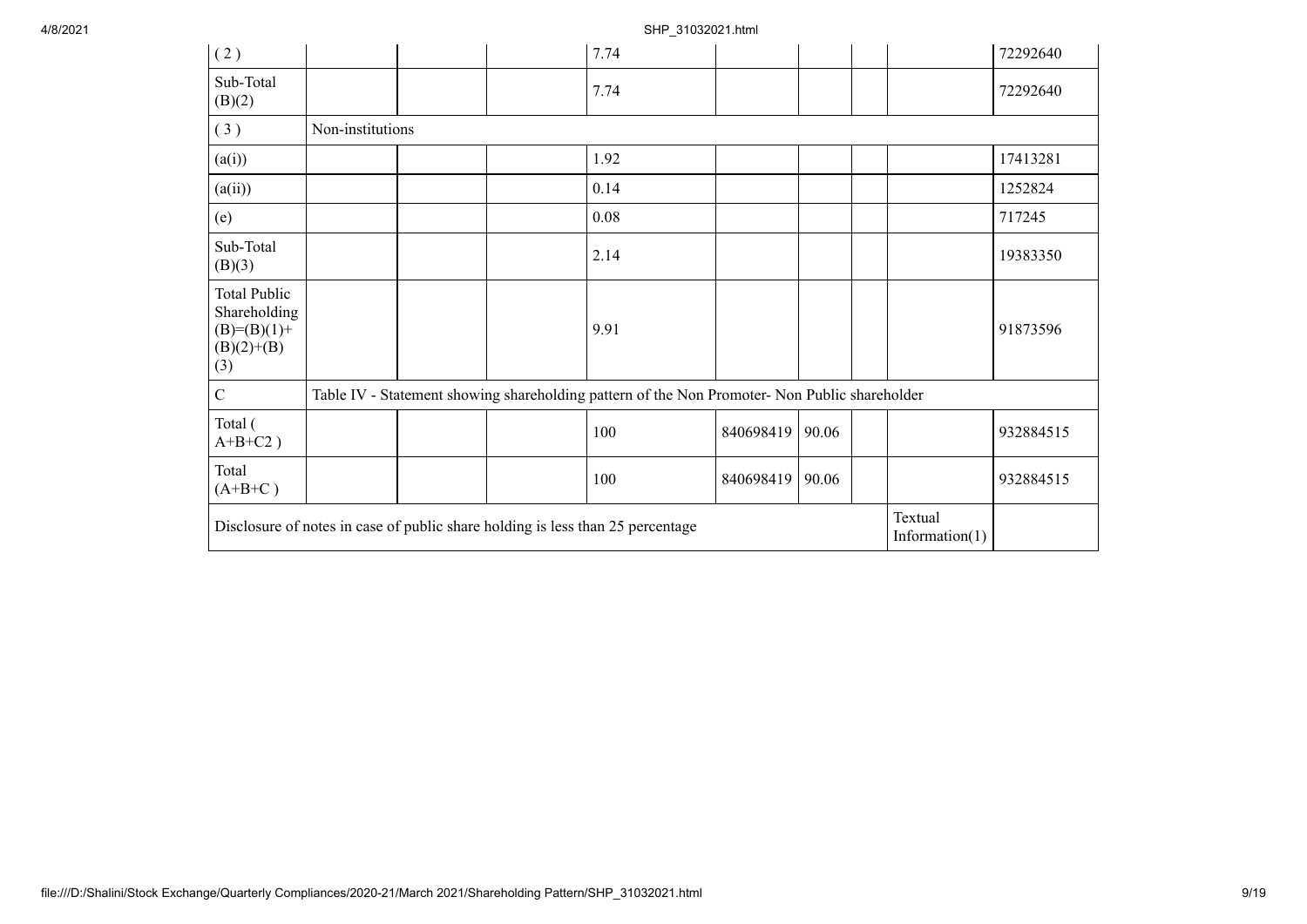| ( 2 ) | | | | 7.74 | | | | | 72292640 |
|---|---|---|---|---|---|---|---|---|---|
| Sub-Total (B)(2) | | | | 7.74 | | | | | 72292640 |
| ( 3 ) | Non-institutions | | | | | | | | |
| (a(i)) | | | | 1.92 | | | | | 17413281 |
| (a(ii)) | | | | 0.14 | | | | | 1252824 |
| (e) | | | | 0.08 | | | | | 717245 |
| Sub-Total (B)(3) | | | | 2.14 | | | | | 19383350 |
| Total Public Shareholding (B)=(B)(1)+(B)(2)+(B)(3) | | | | 9.91 | | | | | 91873596 |
| C | Table IV - Statement showing shareholding pattern of the Non Promoter- Non Public shareholder | | | | | | | | |
| Total ( A+B+C2 ) | | | | 100 | 840698419 | 90.06 | | | 932884515 |
| Total (A+B+C ) | | | | 100 | 840698419 | 90.06 | | | 932884515 |
| Disclosure of notes in case of public share holding is less than 25 percentage | | | | | | | | Textual Information(1) | |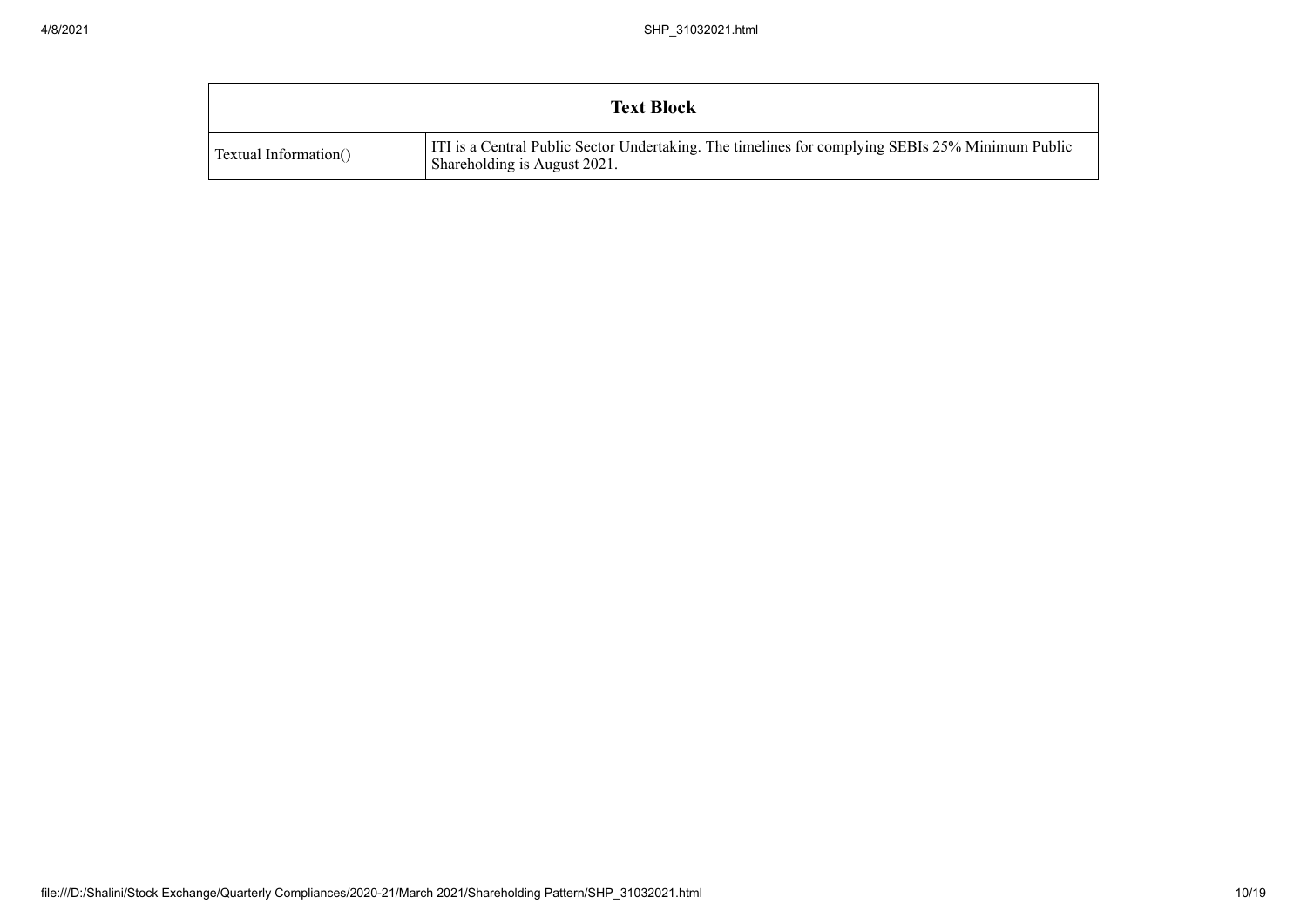| Text Block | |
| --- | --- |
| Textual Information() | ITI is a Central Public Sector Undertaking. The timelines for complying SEBIs 25% Minimum Public Shareholding is August 2021. |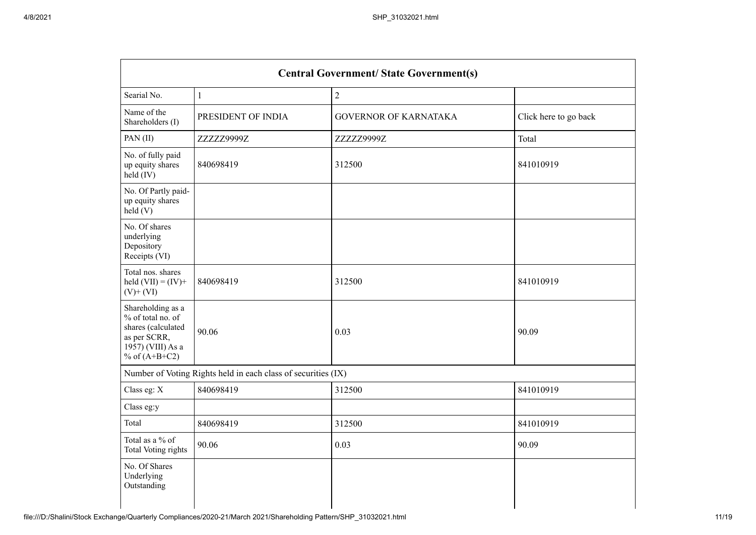| Central Government/ State Government(s) | | | |
|---|---|---|---|
| Searial No. | 1 | 2 | |
| Name of the Shareholders (I) | PRESIDENT OF INDIA | GOVERNOR OF KARNATAKA | Click here to go back |
| PAN (II) | ZZZZZ9999Z | ZZZZZ9999Z | Total |
| No. of fully paid up equity shares held (IV) | 840698419 | 312500 | 841010919 |
| No. Of Partly paid-up equity shares held (V) | | | |
| No. Of shares underlying Depository Receipts (VI) | | | |
| Total nos. shares held (VII) = (IV)+ (V)+ (VI) | 840698419 | 312500 | 841010919 |
| Shareholding as a % of total no. of shares (calculated as per SCRR, 1957) (VIII) As a % of (A+B+C2) | 90.06 | 0.03 | 90.09 |
| Number of Voting Rights held in each class of securities (IX) | | | |
| Class eg: X | 840698419 | 312500 | 841010919 |
| Class eg:y | | | |
| Total | 840698419 | 312500 | 841010919 |
| Total as a % of Total Voting rights | 90.06 | 0.03 | 90.09 |
| No. Of Shares Underlying Outstanding | | | |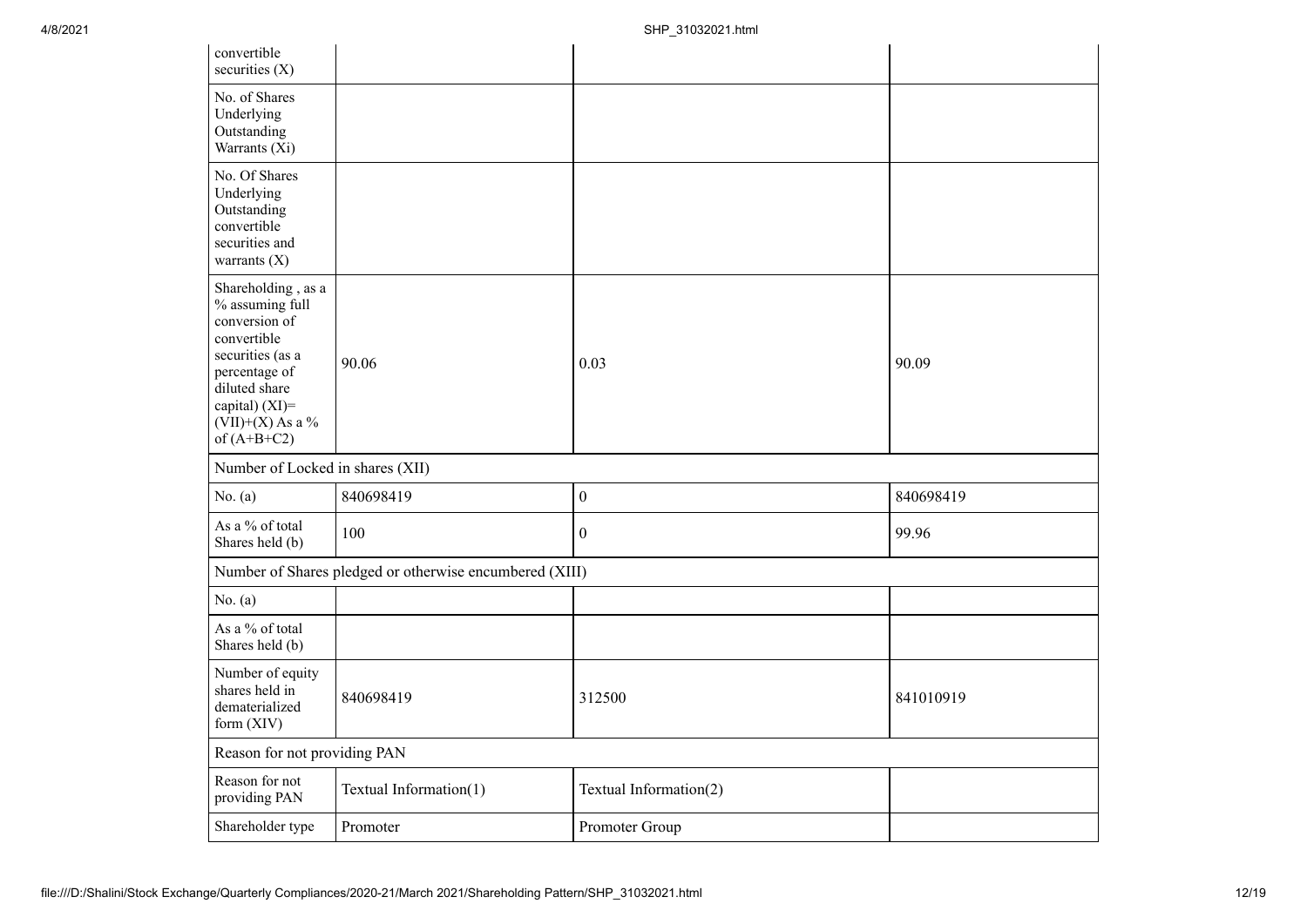| | | | |
|---|---|---|---|
| convertible securities (X) | | | |
| No. of Shares Underlying Outstanding Warrants (Xi) | | | |
| No. Of Shares Underlying Outstanding convertible securities and warrants (X) | | | |
| Shareholding , as a % assuming full conversion of convertible securities (as a percentage of diluted share capital) (XI)= (VII)+(X) As a % of (A+B+C2) | 90.06 | 0.03 | 90.09 |
| Number of Locked in shares (XII) | | | |
| No. (a) | 840698419 | 0 | 840698419 |
| As a % of total Shares held (b) | 100 | 0 | 99.96 |
| Number of Shares pledged or otherwise encumbered (XIII) | | | |
| No. (a) | | | |
| As a % of total Shares held (b) | | | |
| Number of equity shares held in dematerialized form (XIV) | 840698419 | 312500 | 841010919 |
| Reason for not providing PAN | | | |
| Reason for not providing PAN | Textual Information(1) | Textual Information(2) | |
| Shareholder type | Promoter | Promoter Group | |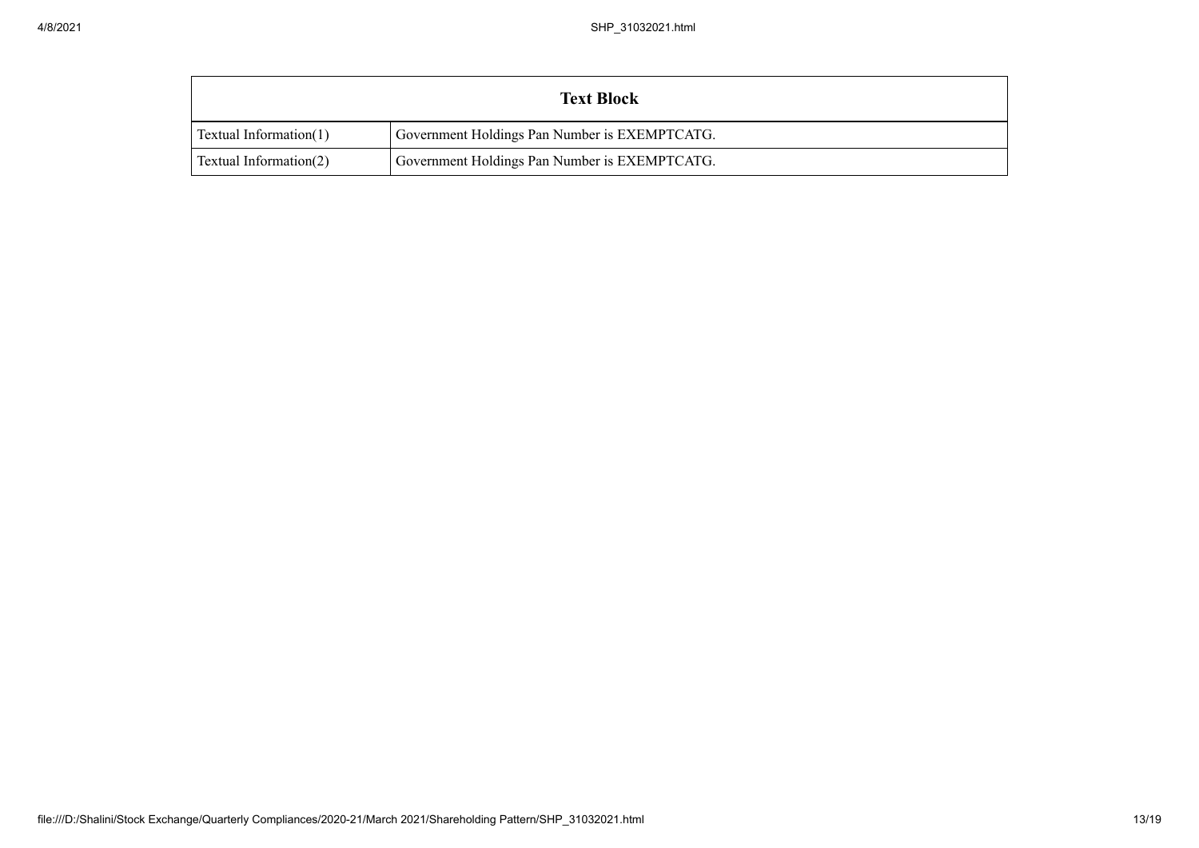| Text Block | |
|---|---|
| Textual Information(1) | Government Holdings Pan Number is EXEMPTCATG. |
| Textual Information(2) | Government Holdings Pan Number is EXEMPTCATG. |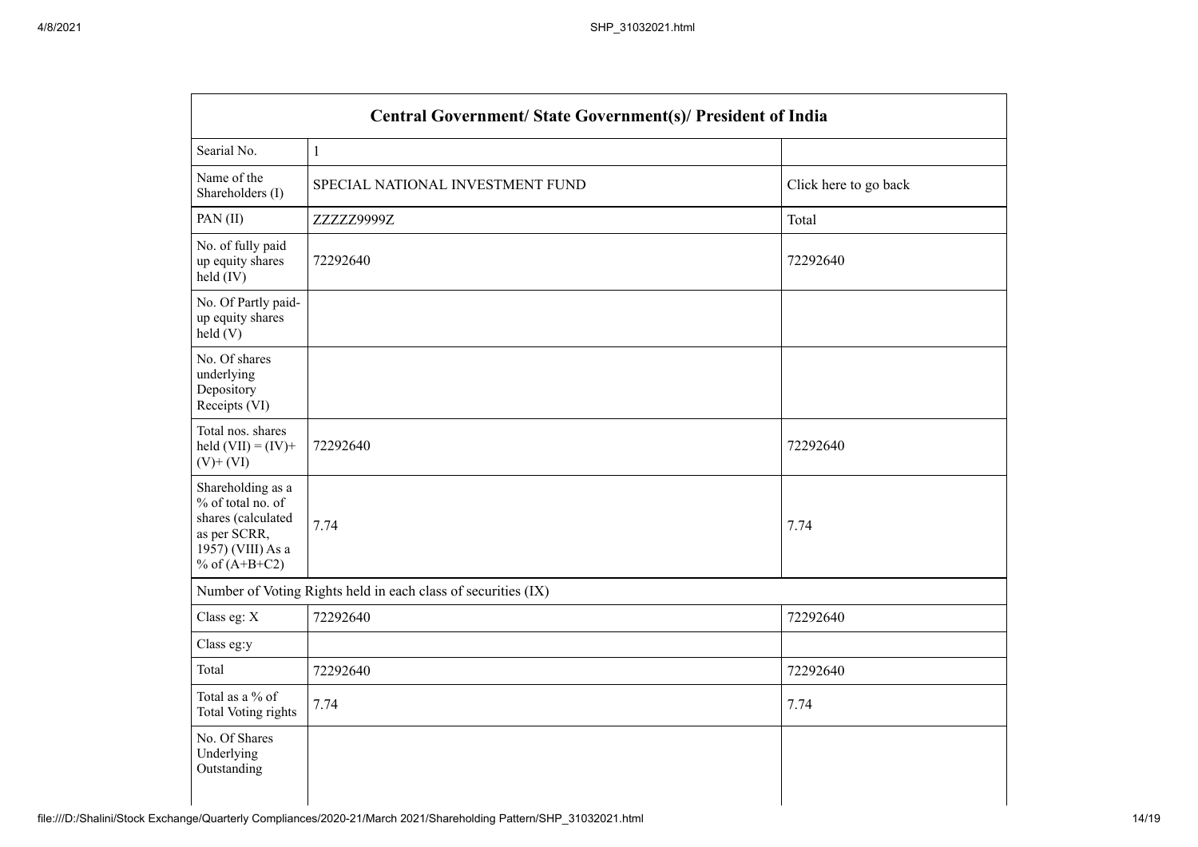| Central Government/ State Government(s)/ President of India | | |
|---|---|---|
| Searial No. | 1 | |
| Name of the Shareholders (I) | SPECIAL NATIONAL INVESTMENT FUND | Click here to go back |
| PAN (II) | ZZZZZ9999Z | Total |
| No. of fully paid up equity shares held (IV) | 72292640 | 72292640 |
| No. Of Partly paid-up equity shares held (V) | | |
| No. Of shares underlying Depository Receipts (VI) | | |
| Total nos. shares held (VII) = (IV)+ (V)+ (VI) | 72292640 | 72292640 |
| Shareholding as a % of total no. of shares (calculated as per SCRR, 1957) (VIII) As a % of (A+B+C2) | 7.74 | 7.74 |
| Number of Voting Rights held in each class of securities (IX) | | |
| Class eg: X | 72292640 | 72292640 |
| Class eg:y | | |
| Total | 72292640 | 72292640 |
| Total as a % of Total Voting rights | 7.74 | 7.74 |
| No. Of Shares Underlying Outstanding | | |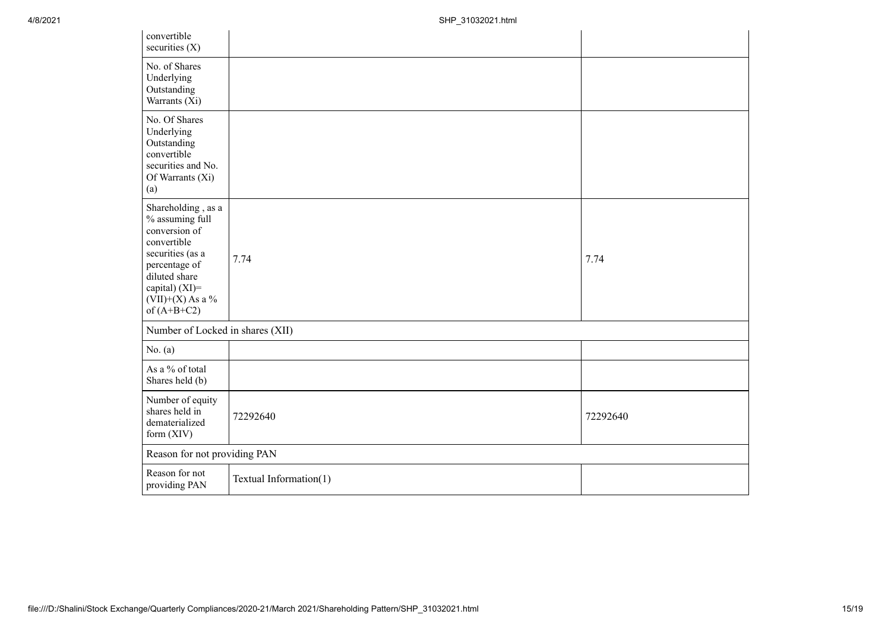| | | |
|---|---|---|
| convertible securities (X) | | |
| No. of Shares Underlying Outstanding Warrants (Xi) | | |
| No. Of Shares Underlying Outstanding convertible securities and No. Of Warrants (Xi) (a) | | |
| Shareholding , as a % assuming full conversion of convertible securities (as a percentage of diluted share capital) (XI)= (VII)+(X) As a % of (A+B+C2) | 7.74 | 7.74 |
| Number of Locked in shares (XII) | | |
| No. (a) | | |
| As a % of total Shares held (b) | | |
| Number of equity shares held in dematerialized form (XIV) | 72292640 | 72292640 |
| Reason for not providing PAN | | |
| Reason for not providing PAN | Textual Information(1) | |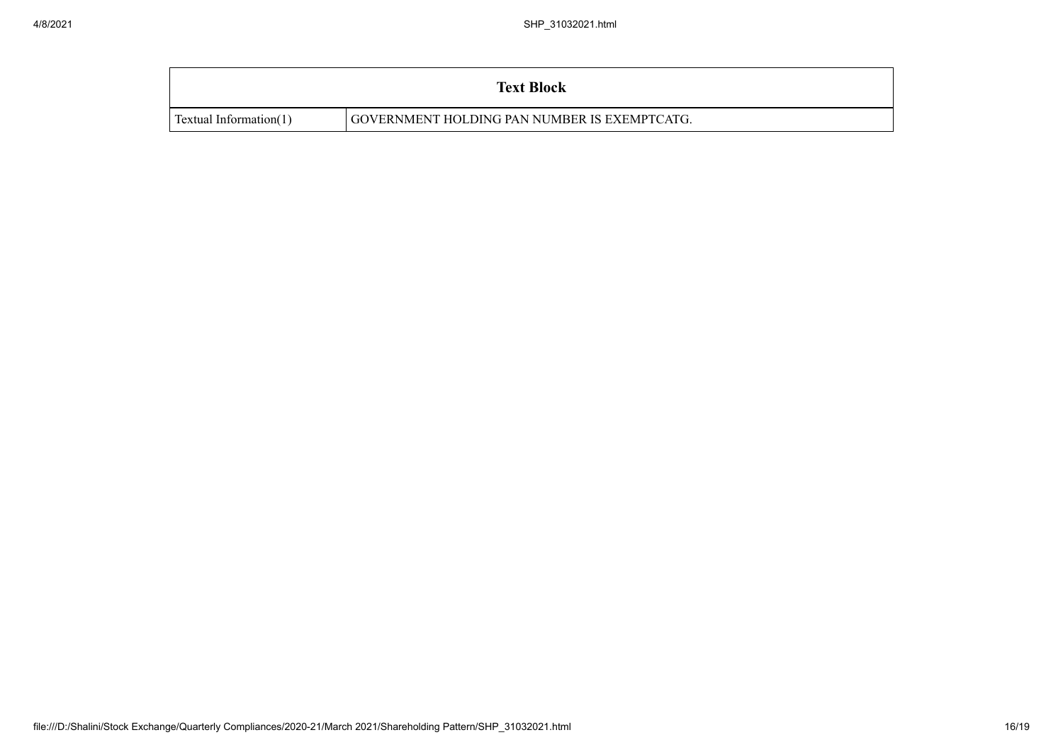| Text Block | |
|---|---|
| Textual Information(1) | GOVERNMENT HOLDING PAN NUMBER IS EXEMPTCATG. |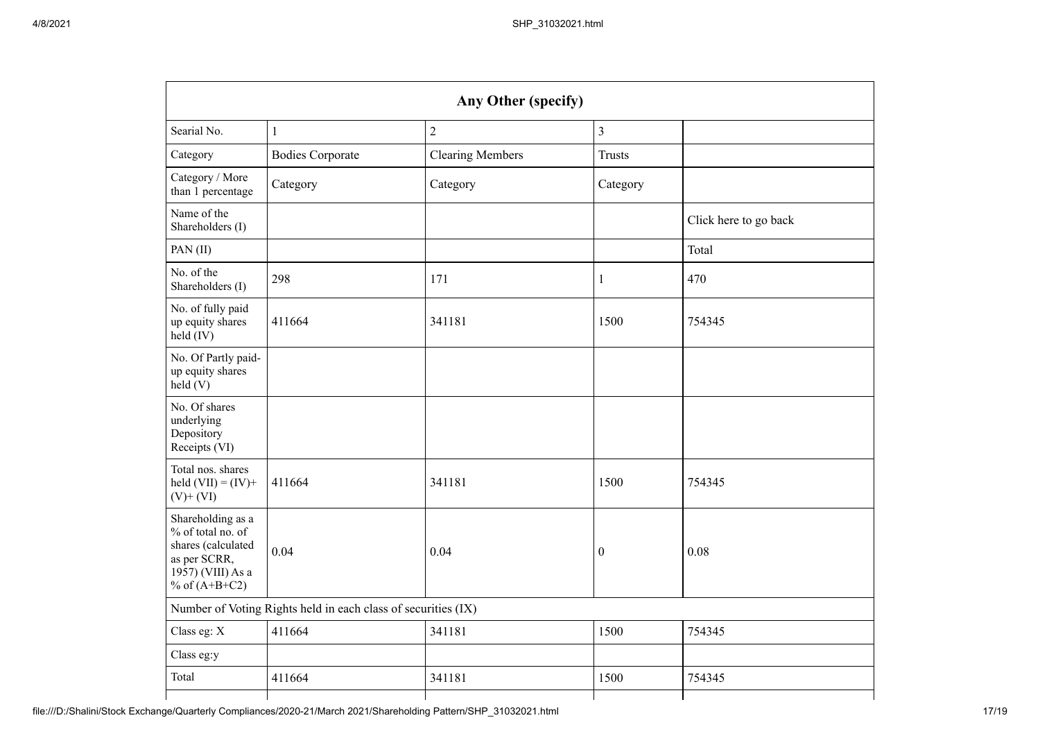| Any Other (specify) | | | | |
|---|---|---|---|---|
| Searial No. | 1 | 2 | 3 | |
| Category | Bodies Corporate | Clearing Members | Trusts | |
| Category / More than 1 percentage | Category | Category | Category | |
| Name of the Shareholders (I) | | | | Click here to go back |
| PAN (II) | | | | Total |
| No. of the Shareholders (I) | 298 | 171 | 1 | 470 |
| No. of fully paid up equity shares held (IV) | 411664 | 341181 | 1500 | 754345 |
| No. Of Partly paid-up equity shares held (V) | | | | |
| No. Of shares underlying Depository Receipts (VI) | | | | |
| Total nos. shares held (VII) = (IV)+ (V)+ (VI) | 411664 | 341181 | 1500 | 754345 |
| Shareholding as a % of total no. of shares (calculated as per SCRR, 1957) (VIII) As a % of (A+B+C2) | 0.04 | 0.04 | 0 | 0.08 |
| Number of Voting Rights held in each class of securities (IX) | | | | |
| Class eg: X | 411664 | 341181 | 1500 | 754345 |
| Class eg:y | | | | |
| Total | 411664 | 341181 | 1500 | 754345 |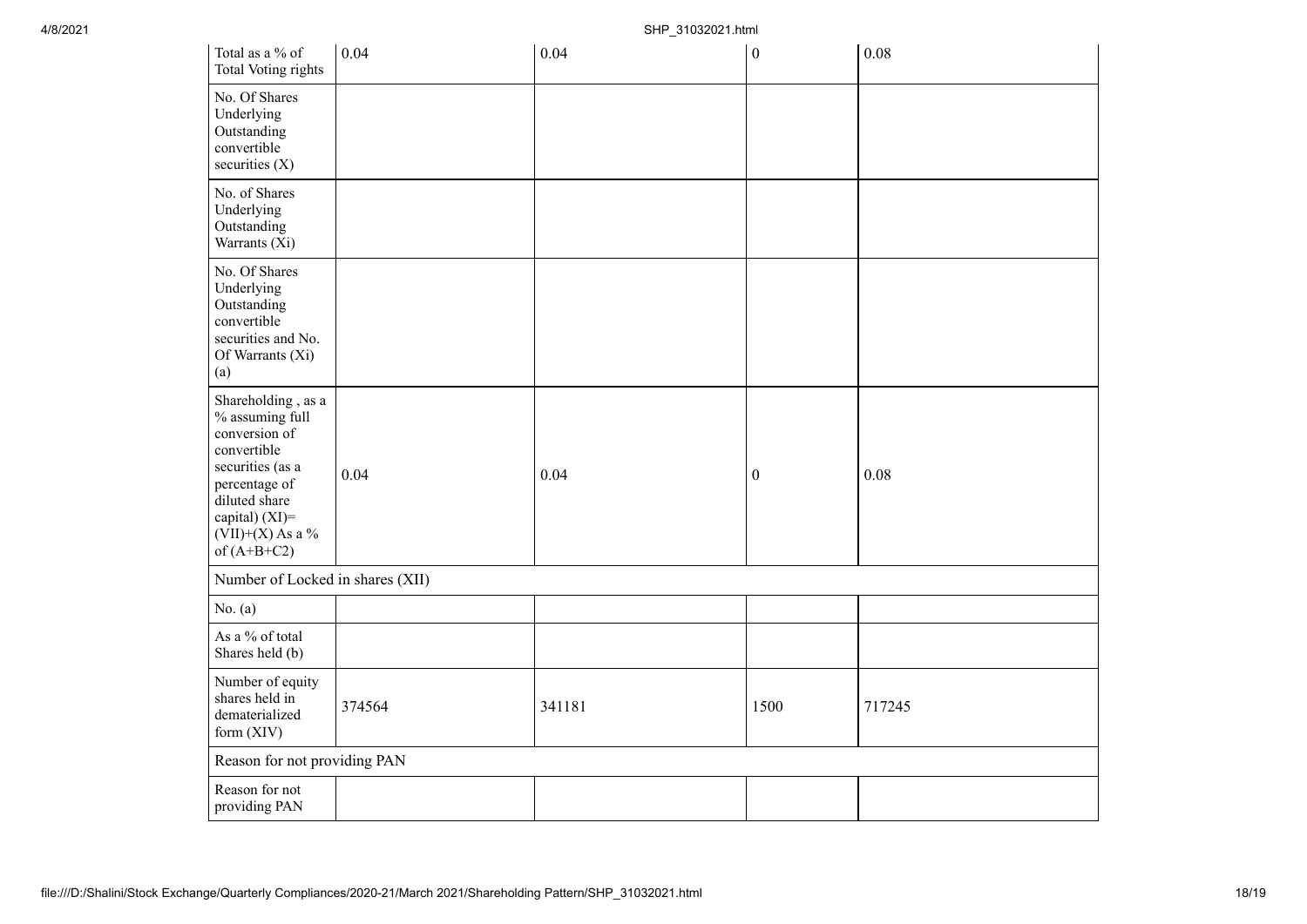| | | | | |
|---|---|---|---|---|
| Total as a % of Total Voting rights | 0.04 | 0.04 | 0 | 0.08 |
| No. Of Shares Underlying Outstanding convertible securities (X) | | | | |
| No. of Shares Underlying Outstanding Warrants (Xi) | | | | |
| No. Of Shares Underlying Outstanding convertible securities and No. Of Warrants (Xi) (a) | | | | |
| Shareholding , as a % assuming full conversion of convertible securities (as a percentage of diluted share capital) (XI)= (VII)+(X) As a % of (A+B+C2) | 0.04 | 0.04 | 0 | 0.08 |
| Number of Locked in shares (XII) | | | | |
| No. (a) | | | | |
| As a % of total Shares held (b) | | | | |
| Number of equity shares held in dematerialized form (XIV) | 374564 | 341181 | 1500 | 717245 |
| Reason for not providing PAN | | | | |
| Reason for not providing PAN | | | | |